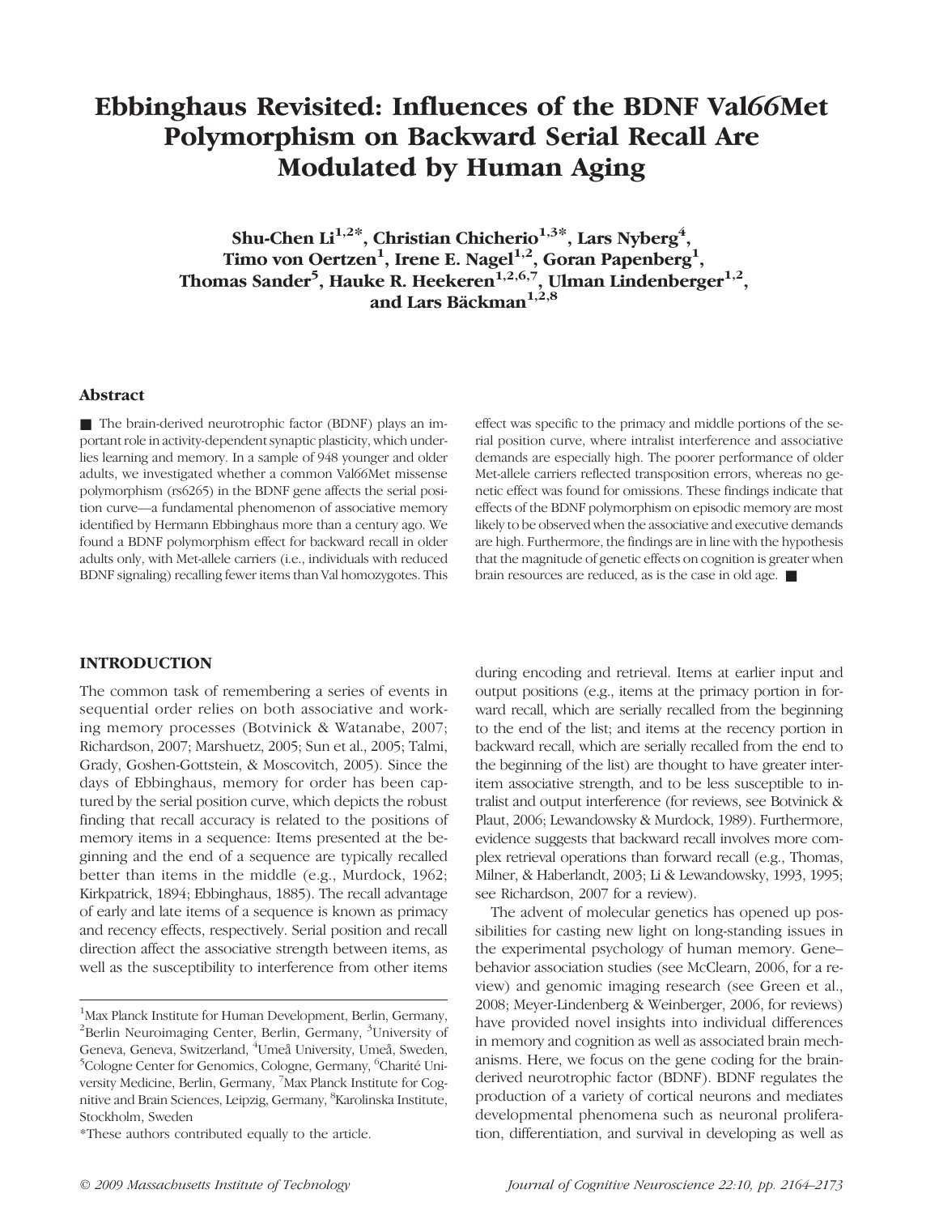# Ebbinghaus Revisited: Influences of the BDNF Val66Met Polymorphism on Backward Serial Recall Are Modulated by Human Aging

**Shu-Chen Li[1,2*], Christian Chicherio[1,3*], Lars Nyberg[4], Timo von Oertzen[1], Irene E. Nagel[1,2], Goran Papenberg[1], Thomas Sander[5], Hauke R. Heekeren[1,2,6,7], Ulman Lindenberger[1,2], and Lars Bäckman[1,2,8]**

## Abstract

■ The brain-derived neurotrophic factor (BDNF) plays an important role in activity-dependent synaptic plasticity, which underlies learning and memory. In a sample of 948 younger and older adults, we investigated whether a common Val66Met missense polymorphism (rs6265) in the BDNF gene affects the serial position curve—a fundamental phenomenon of associative memory identified by Hermann Ebbinghaus more than a century ago. We found a BDNF polymorphism effect for backward recall in older adults only, with Met-allele carriers (i.e., individuals with reduced BDNF signaling) recalling fewer items than Val homozygotes. This effect was specific to the primacy and middle portions of the serial position curve, where intralist interference and associative demands are especially high. The poorer performance of older Met-allele carriers reflected transposition errors, whereas no genetic effect was found for omissions. These findings indicate that effects of the BDNF polymorphism on episodic memory are most likely to be observed when the associative and executive demands are high. Furthermore, the findings are in line with the hypothesis that the magnitude of genetic effects on cognition is greater when brain resources are reduced, as is the case in old age. ■

## INTRODUCTION

The common task of remembering a series of events in sequential order relies on both associative and working memory processes (Botvinick & Watanabe, 2007; Richardson, 2007; Marshuetz, 2005; Sun et al., 2005; Talmi, Grady, Goshen-Gottstein, & Moscovitch, 2005). Since the days of Ebbinghaus, memory for order has been captured by the serial position curve, which depicts the robust finding that recall accuracy is related to the positions of memory items in a sequence: Items presented at the beginning and the end of a sequence are typically recalled better than items in the middle (e.g., Murdock, 1962; Kirkpatrick, 1894; Ebbinghaus, 1885). The recall advantage of early and late items of a sequence is known as primacy and recency effects, respectively. Serial position and recall direction affect the associative strength between items, as well as the susceptibility to interference from other items during encoding and retrieval. Items at earlier input and output positions (e.g., items at the primacy portion in forward recall, which are serially recalled from the beginning to the end of the list; and items at the recency portion in backward recall, which are serially recalled from the end to the beginning of the list) are thought to have greater inter-item associative strength, and to be less susceptible to intralist and output interference (for reviews, see Botvinick & Plaut, 2006; Lewandowsky & Murdock, 1989). Furthermore, evidence suggests that backward recall involves more complex retrieval operations than forward recall (e.g., Thomas, Milner, & Haberlandt, 2003; Li & Lewandowsky, 1993, 1995; see Richardson, 2007 for a review).

The advent of molecular genetics has opened up possibilities for casting new light on long-standing issues in the experimental psychology of human memory. Gene–behavior association studies (see McClearn, 2006, for a review) and genomic imaging research (see Green et al., 2008; Meyer-Lindenberg & Weinberger, 2006, for reviews) have provided novel insights into individual differences in memory and cognition as well as associated brain mechanisms. Here, we focus on the gene coding for the brain-derived neurotrophic factor (BDNF). BDNF regulates the production of a variety of cortical neurons and mediates developmental phenomena such as neuronal proliferation, differentiation, and survival in developing as well as

[1]Max Planck Institute for Human Development, Berlin, Germany, [2]Berlin Neuroimaging Center, Berlin, Germany, [3]University of Geneva, Geneva, Switzerland, [4]Umeå University, Umeå, Sweden, [5]Cologne Center for Genomics, Cologne, Germany, [6]Charité University Medicine, Berlin, Germany, [7]Max Planck Institute for Cognitive and Brain Sciences, Leipzig, Germany, [8]Karolinska Institute, Stockholm, Sweden

*These authors contributed equally to the article.

© 2009 Massachusetts Institute of Technology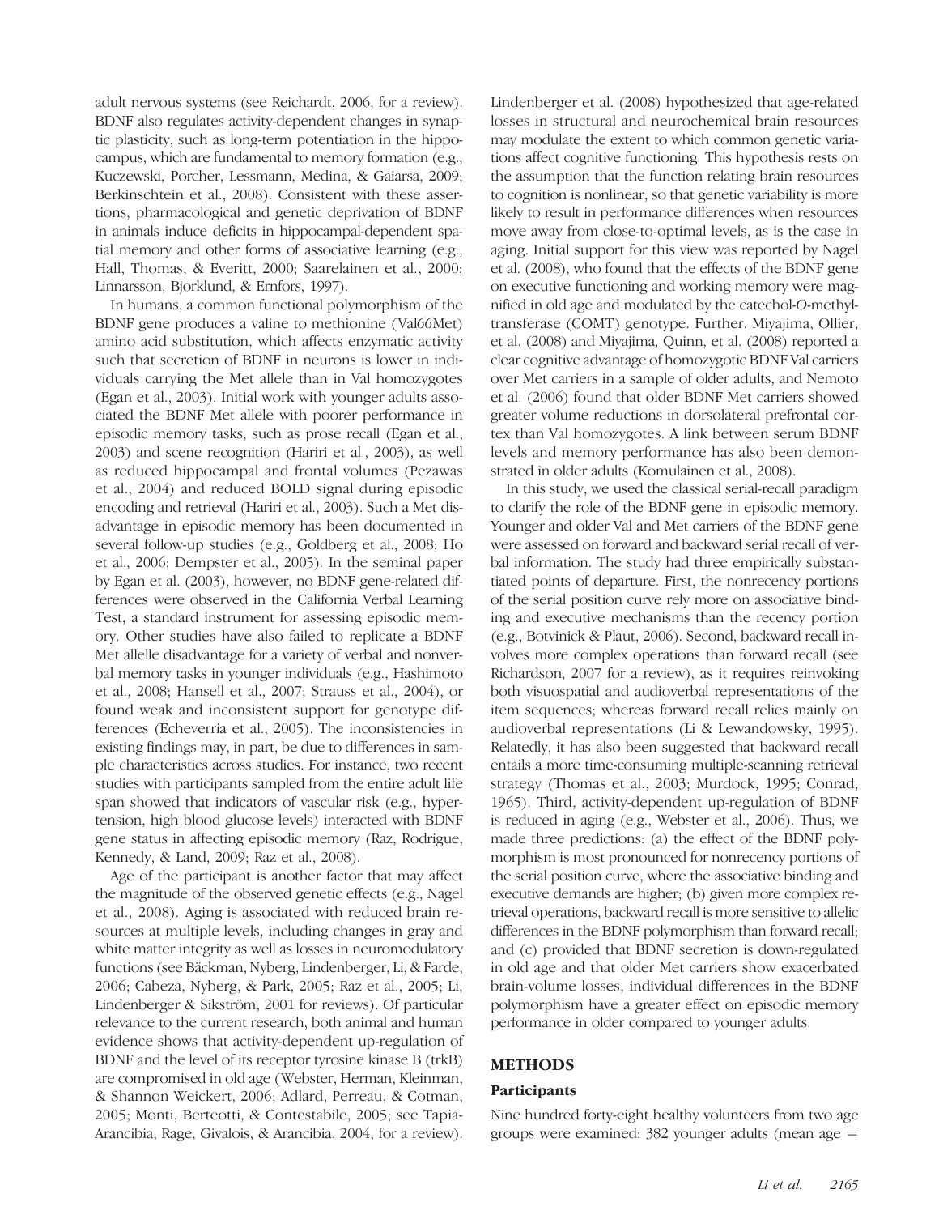adult nervous systems (see Reichardt, 2006, for a review). BDNF also regulates activity-dependent changes in synaptic plasticity, such as long-term potentiation in the hippocampus, which are fundamental to memory formation (e.g., Kuczewski, Porcher, Lessmann, Medina, & Gaiarsa, 2009; Berkinschtein et al., 2008). Consistent with these assertions, pharmacological and genetic deprivation of BDNF in animals induce deficits in hippocampal-dependent spatial memory and other forms of associative learning (e.g., Hall, Thomas, & Everitt, 2000; Saarelainen et al., 2000; Linnarsson, Bjorklund, & Ernfors, 1997).

In humans, a common functional polymorphism of the BDNF gene produces a valine to methionine (Val66Met) amino acid substitution, which affects enzymatic activity such that secretion of BDNF in neurons is lower in individuals carrying the Met allele than in Val homozygotes (Egan et al., 2003). Initial work with younger adults associated the BDNF Met allele with poorer performance in episodic memory tasks, such as prose recall (Egan et al., 2003) and scene recognition (Hariri et al., 2003), as well as reduced hippocampal and frontal volumes (Pezawas et al., 2004) and reduced BOLD signal during episodic encoding and retrieval (Hariri et al., 2003). Such a Met disadvantage in episodic memory has been documented in several follow-up studies (e.g., Goldberg et al., 2008; Ho et al., 2006; Dempster et al., 2005). In the seminal paper by Egan et al. (2003), however, no BDNF gene-related differences were observed in the California Verbal Learning Test, a standard instrument for assessing episodic memory. Other studies have also failed to replicate a BDNF Met allele disadvantage for a variety of verbal and nonverbal memory tasks in younger individuals (e.g., Hashimoto et al., 2008; Hansell et al., 2007; Strauss et al., 2004), or found weak and inconsistent support for genotype differences (Echeverria et al., 2005). The inconsistencies in existing findings may, in part, be due to differences in sample characteristics across studies. For instance, two recent studies with participants sampled from the entire adult life span showed that indicators of vascular risk (e.g., hypertension, high blood glucose levels) interacted with BDNF gene status in affecting episodic memory (Raz, Rodrigue, Kennedy, & Land, 2009; Raz et al., 2008).

Age of the participant is another factor that may affect the magnitude of the observed genetic effects (e.g., Nagel et al., 2008). Aging is associated with reduced brain resources at multiple levels, including changes in gray and white matter integrity as well as losses in neuromodulatory functions (see Bäckman, Nyberg, Lindenberger, Li, & Farde, 2006; Cabeza, Nyberg, & Park, 2005; Raz et al., 2005; Li, Lindenberger & Sikström, 2001 for reviews). Of particular relevance to the current research, both animal and human evidence shows that activity-dependent up-regulation of BDNF and the level of its receptor tyrosine kinase B (trkB) are compromised in old age (Webster, Herman, Kleinman, & Shannon Weickert, 2006; Adlard, Perreau, & Cotman, 2005; Monti, Berteotti, & Contestabile, 2005; see Tapia-Arancibia, Rage, Givalois, & Arancibia, 2004, for a review). Lindenberger et al. (2008) hypothesized that age-related losses in structural and neurochemical brain resources may modulate the extent to which common genetic variations affect cognitive functioning. This hypothesis rests on the assumption that the function relating brain resources to cognition is nonlinear, so that genetic variability is more likely to result in performance differences when resources move away from close-to-optimal levels, as is the case in aging. Initial support for this view was reported by Nagel et al. (2008), who found that the effects of the BDNF gene on executive functioning and working memory were magnified in old age and modulated by the catechol-*O*-methyltransferase (COMT) genotype. Further, Miyajima, Ollier, et al. (2008) and Miyajima, Quinn, et al. (2008) reported a clear cognitive advantage of homozygotic BDNF Val carriers over Met carriers in a sample of older adults, and Nemoto et al. (2006) found that older BDNF Met carriers showed greater volume reductions in dorsolateral prefrontal cortex than Val homozygotes. A link between serum BDNF levels and memory performance has also been demonstrated in older adults (Komulainen et al., 2008).

In this study, we used the classical serial-recall paradigm to clarify the role of the BDNF gene in episodic memory. Younger and older Val and Met carriers of the BDNF gene were assessed on forward and backward serial recall of verbal information. The study had three empirically substantiated points of departure. First, the nonrecency portions of the serial position curve rely more on associative binding and executive mechanisms than the recency portion (e.g., Botvinick & Plaut, 2006). Second, backward recall involves more complex operations than forward recall (see Richardson, 2007 for a review), as it requires reinvoking both visuospatial and audioverbal representations of the item sequences; whereas forward recall relies mainly on audioverbal representations (Li & Lewandowsky, 1995). Relatedly, it has also been suggested that backward recall entails a more time-consuming multiple-scanning retrieval strategy (Thomas et al., 2003; Murdock, 1995; Conrad, 1965). Third, activity-dependent up-regulation of BDNF is reduced in aging (e.g., Webster et al., 2006). Thus, we made three predictions: (a) the effect of the BDNF polymorphism is most pronounced for nonrecency portions of the serial position curve, where the associative binding and executive demands are higher; (b) given more complex retrieval operations, backward recall is more sensitive to allelic differences in the BDNF polymorphism than forward recall; and (c) provided that BDNF secretion is down-regulated in old age and that older Met carriers show exacerbated brain-volume losses, individual differences in the BDNF polymorphism have a greater effect on episodic memory performance in older compared to younger adults.

## METHODS

### Participants

Nine hundred forty-eight healthy volunteers from two age groups were examined: 382 younger adults (mean age =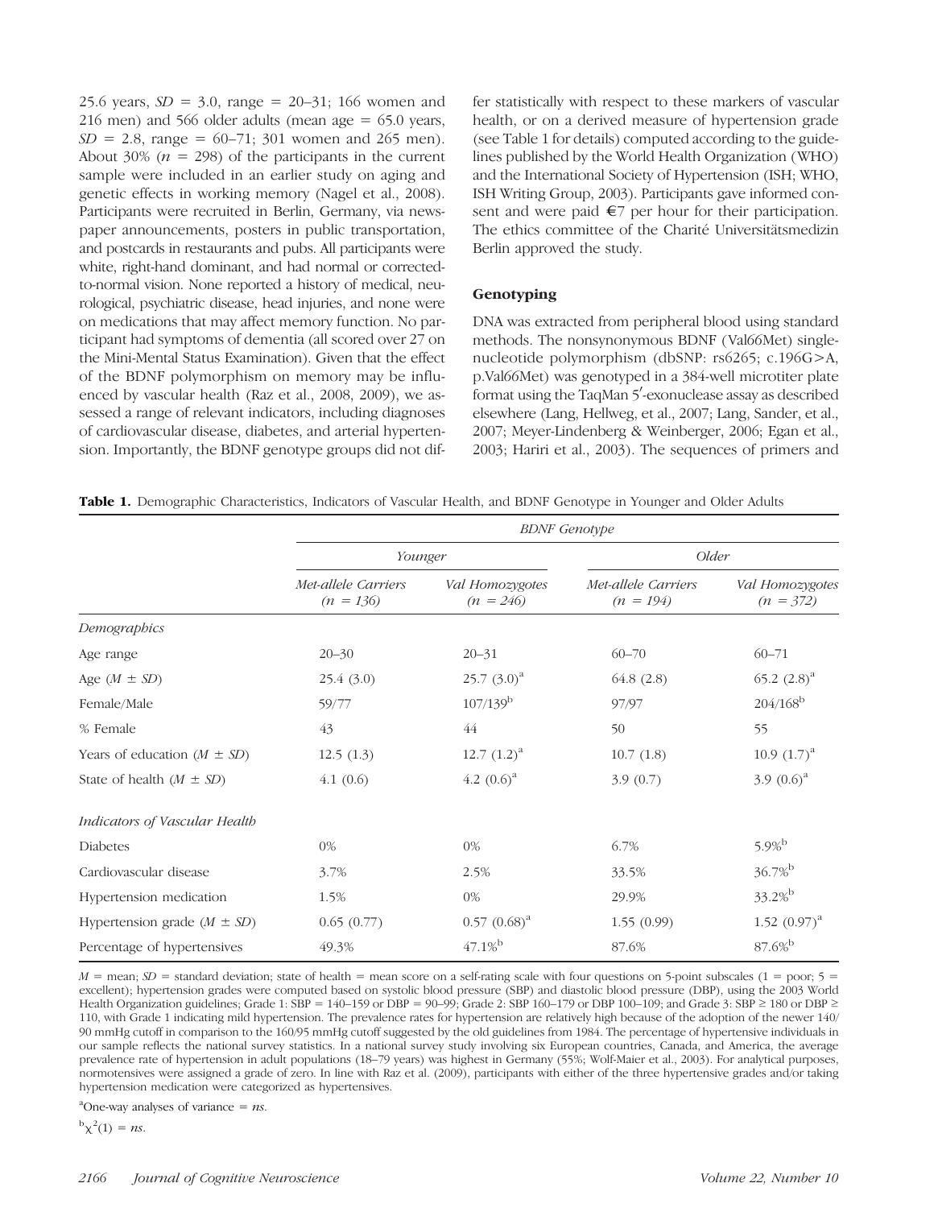25.6 years, $SD$ = 3.0, range = 20–31; 166 women and 216 men) and 566 older adults (mean age = 65.0 years, $SD$ = 2.8, range = 60–71; 301 women and 265 men). About 30% ($n$ = 298) of the participants in the current sample were included in an earlier study on aging and genetic effects in working memory (Nagel et al., 2008). Participants were recruited in Berlin, Germany, via newspaper announcements, posters in public transportation, and postcards in restaurants and pubs. All participants were white, right-hand dominant, and had normal or corrected-to-normal vision. None reported a history of medical, neurological, psychiatric disease, head injuries, and none were on medications that may affect memory function. No participant had symptoms of dementia (all scored over 27 on the Mini-Mental Status Examination). Given that the effect of the BDNF polymorphism on memory may be influenced by vascular health (Raz et al., 2008, 2009), we assessed a range of relevant indicators, including diagnoses of cardiovascular disease, diabetes, and arterial hypertension. Importantly, the BDNF genotype groups did not differ statistically with respect to these markers of vascular health, or on a derived measure of hypertension grade (see Table 1 for details) computed according to the guidelines published by the World Health Organization (WHO) and the International Society of Hypertension (ISH; WHO, ISH Writing Group, 2003). Participants gave informed consent and were paid €7 per hour for their participation. The ethics committee of the Charité Universitätsmedizin Berlin approved the study.

### Genotyping

DNA was extracted from peripheral blood using standard methods. The nonsynonymous BDNF (Val66Met) single-nucleotide polymorphism (dbSNP: rs6265; c.196G>A, p.Val66Met) was genotyped in a 384-well microtiter plate format using the TaqMan 5′-exonuclease assay as described elsewhere (Lang, Hellweg, et al., 2007; Lang, Sander, et al., 2007; Meyer-Lindenberg & Weinberger, 2006; Egan et al., 2003; Hariri et al., 2003). The sequences of primers and

**Table 1.** Demographic Characteristics, Indicators of Vascular Health, and BDNF Genotype in Younger and Older Adults

| | *BDNF Genotype* | | | |
|---|---|---|---|---|
| | *Younger* | | *Older* | |
| | *Met-allele Carriers (n = 136)* | *Val Homozygotes (n = 246)* | *Met-allele Carriers (n = 194)* | *Val Homozygotes (n = 372)* |
| *Demographics* | | | | |
| Age range | 20–30 | 20–31 | 60–70 | 60–71 |
| Age ($M \pm SD$) | 25.4 (3.0) | 25.7 (3.0)[a] | 64.8 (2.8) | 65.2 (2.8)[a] |
| Female/Male | 59/77 | 107/139[b] | 97/97 | 204/168[b] |
| % Female | 43 | 44 | 50 | 55 |
| Years of education ($M \pm SD$) | 12.5 (1.3) | 12.7 (1.2)[a] | 10.7 (1.8) | 10.9 (1.7)[a] |
| State of health ($M \pm SD$) | 4.1 (0.6) | 4.2 (0.6)[a] | 3.9 (0.7) | 3.9 (0.6)[a] |
| *Indicators of Vascular Health* | | | | |
| Diabetes | 0% | 0% | 6.7% | 5.9%[b] |
| Cardiovascular disease | 3.7% | 2.5% | 33.5% | 36.7%[b] |
| Hypertension medication | 1.5% | 0% | 29.9% | 33.2%[b] |
| Hypertension grade ($M \pm SD$) | 0.65 (0.77) | 0.57 (0.68)[a] | 1.55 (0.99) | 1.52 (0.97)[a] |
| Percentage of hypertensives | 49.3% | 47.1%[b] | 87.6% | 87.6%[b] |

$M$ = mean; $SD$ = standard deviation; state of health = mean score on a self-rating scale with four questions on 5-point subscales (1 = poor; 5 = excellent); hypertension grades were computed based on systolic blood pressure (SBP) and diastolic blood pressure (DBP), using the 2003 World Health Organization guidelines; Grade 1: SBP = 140–159 or DBP = 90–99; Grade 2: SBP 160–179 or DBP 100–109; and Grade 3: SBP ≥ 180 or DBP ≥ 110, with Grade 1 indicating mild hypertension. The prevalence rates for hypertension are relatively high because of the adoption of the newer 140/90 mmHg cutoff in comparison to the 160/95 mmHg cutoff suggested by the old guidelines from 1984. The percentage of hypertensive individuals in our sample reflects the national survey statistics. In a national survey study involving six European countries, Canada, and America, the average prevalence rate of hypertension in adult populations (18–79 years) was highest in Germany (55%; Wolf-Maier et al., 2003). For analytical purposes, normotensives were assigned a grade of zero. In line with Raz et al. (2009), participants with either of the three hypertensive grades and/or taking hypertension medication were categorized as hypertensives.

[a]One-way analyses of variance = *ns*.

[b]$\chi^2(1)$ = *ns*.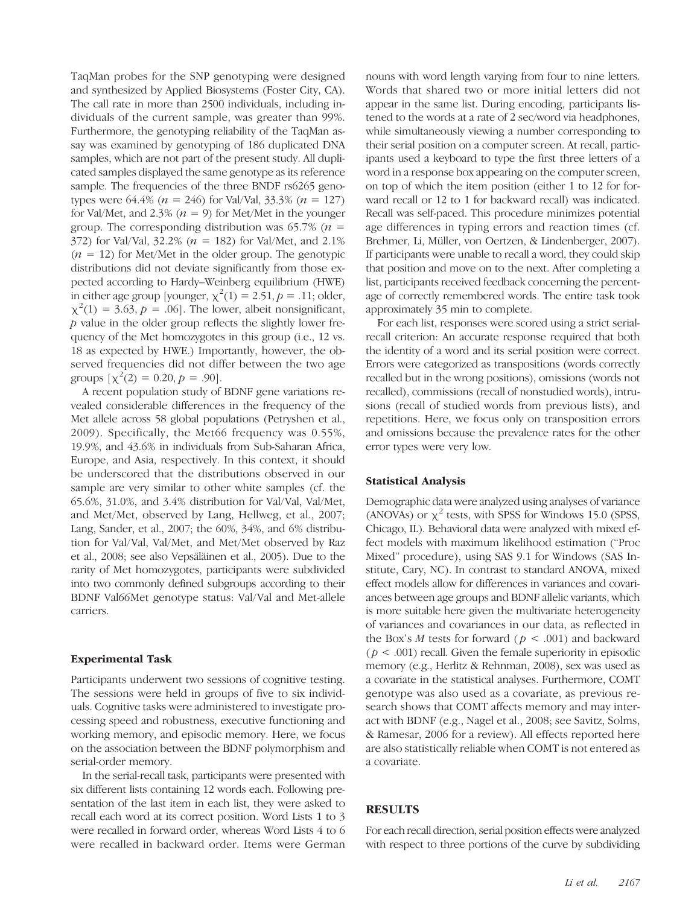TaqMan probes for the SNP genotyping were designed and synthesized by Applied Biosystems (Foster City, CA). The call rate in more than 2500 individuals, including individuals of the current sample, was greater than 99%. Furthermore, the genotyping reliability of the TaqMan assay was examined by genotyping of 186 duplicated DNA samples, which are not part of the present study. All duplicated samples displayed the same genotype as its reference sample. The frequencies of the three BNDF rs6265 genotypes were 64.4% ($n$ = 246) for Val/Val, 33.3% ($n$ = 127) for Val/Met, and 2.3% ($n$ = 9) for Met/Met in the younger group. The corresponding distribution was 65.7% ($n$ = 372) for Val/Val, 32.2% ($n$ = 182) for Val/Met, and 2.1% ($n$ = 12) for Met/Met in the older group. The genotypic distributions did not deviate significantly from those expected according to Hardy–Weinberg equilibrium (HWE) in either age group [younger, $\chi^2(1) = 2.51, p = .11$; older, $\chi^2(1) = 3.63, p = .06$]. The lower, albeit nonsignificant, $p$ value in the older group reflects the slightly lower frequency of the Met homozygotes in this group (i.e., 12 vs. 18 as expected by HWE.) Importantly, however, the observed frequencies did not differ between the two age groups [$\chi^2(2) = 0.20, p = .90$].

A recent population study of BDNF gene variations revealed considerable differences in the frequency of the Met allele across 58 global populations (Petryshen et al., 2009). Specifically, the Met66 frequency was 0.55%, 19.9%, and 43.6% in individuals from Sub-Saharan Africa, Europe, and Asia, respectively. In this context, it should be underscored that the distributions observed in our sample are very similar to other white samples (cf. the 65.6%, 31.0%, and 3.4% distribution for Val/Val, Val/Met, and Met/Met, observed by Lang, Hellweg, et al., 2007; Lang, Sander, et al., 2007; the 60%, 34%, and 6% distribution for Val/Val, Val/Met, and Met/Met observed by Raz et al., 2008; see also Vepsäläinen et al., 2005). Due to the rarity of Met homozygotes, participants were subdivided into two commonly defined subgroups according to their BDNF Val66Met genotype status: Val/Val and Met-allele carriers.

### Experimental Task

Participants underwent two sessions of cognitive testing. The sessions were held in groups of five to six individuals. Cognitive tasks were administered to investigate processing speed and robustness, executive functioning and working memory, and episodic memory. Here, we focus on the association between the BDNF polymorphism and serial-order memory.

In the serial-recall task, participants were presented with six different lists containing 12 words each. Following presentation of the last item in each list, they were asked to recall each word at its correct position. Word Lists 1 to 3 were recalled in forward order, whereas Word Lists 4 to 6 were recalled in backward order. Items were German nouns with word length varying from four to nine letters. Words that shared two or more initial letters did not appear in the same list. During encoding, participants listened to the words at a rate of 2 sec/word via headphones, while simultaneously viewing a number corresponding to their serial position on a computer screen. At recall, participants used a keyboard to type the first three letters of a word in a response box appearing on the computer screen, on top of which the item position (either 1 to 12 for forward recall or 12 to 1 for backward recall) was indicated. Recall was self-paced. This procedure minimizes potential age differences in typing errors and reaction times (cf. Brehmer, Li, Müller, von Oertzen, & Lindenberger, 2007). If participants were unable to recall a word, they could skip that position and move on to the next. After completing a list, participants received feedback concerning the percentage of correctly remembered words. The entire task took approximately 35 min to complete.

For each list, responses were scored using a strict serial-recall criterion: An accurate response required that both the identity of a word and its serial position were correct. Errors were categorized as transpositions (words correctly recalled but in the wrong positions), omissions (words not recalled), commissions (recall of nonstudied words), intrusions (recall of studied words from previous lists), and repetitions. Here, we focus only on transposition errors and omissions because the prevalence rates for the other error types were very low.

### Statistical Analysis

Demographic data were analyzed using analyses of variance (ANOVAs) or $\chi^2$ tests, with SPSS for Windows 15.0 (SPSS, Chicago, IL). Behavioral data were analyzed with mixed effect models with maximum likelihood estimation ("Proc Mixed" procedure), using SAS 9.1 for Windows (SAS Institute, Cary, NC). In contrast to standard ANOVA, mixed effect models allow for differences in variances and covariances between age groups and BDNF allelic variants, which is more suitable here given the multivariate heterogeneity of variances and covariances in our data, as reflected in the Box's $M$ tests for forward ($p < .001$) and backward ($p < .001$) recall. Given the female superiority in episodic memory (e.g., Herlitz & Rehnman, 2008), sex was used as a covariate in the statistical analyses. Furthermore, COMT genotype was also used as a covariate, as previous research shows that COMT affects memory and may interact with BDNF (e.g., Nagel et al., 2008; see Savitz, Solms, & Ramesar, 2006 for a review). All effects reported here are also statistically reliable when COMT is not entered as a covariate.

## RESULTS

For each recall direction, serial position effects were analyzed with respect to three portions of the curve by subdividing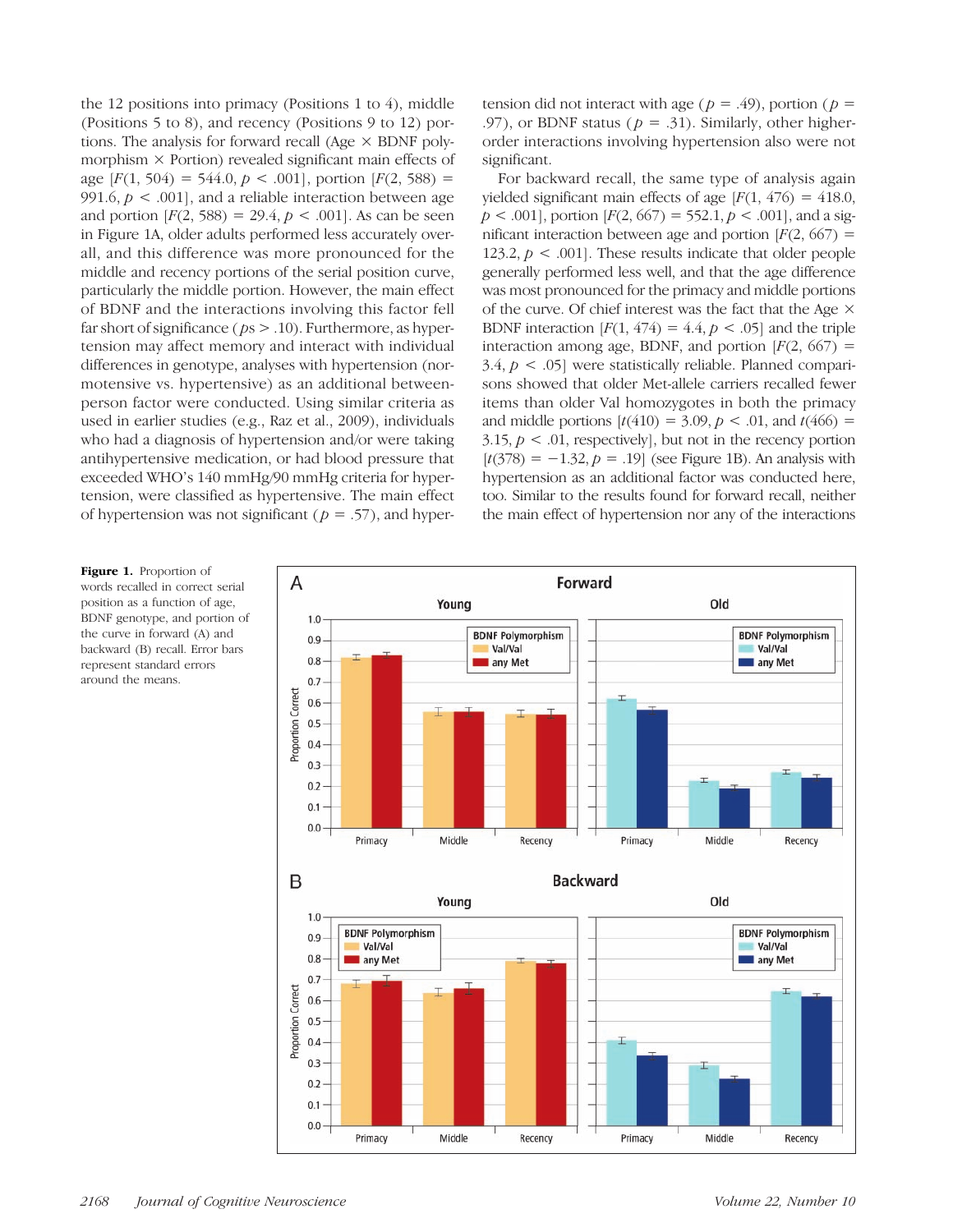the 12 positions into primacy (Positions 1 to 4), middle (Positions 5 to 8), and recency (Positions 9 to 12) portions. The analysis for forward recall (Age × BDNF polymorphism × Portion) revealed significant main effects of age [$F(1, 504) = 544.0$, $p < .001$], portion [$F(2, 588) = 991.6$, $p < .001$], and a reliable interaction between age and portion [$F(2, 588) = 29.4$, $p < .001$]. As can be seen in Figure 1A, older adults performed less accurately overall, and this difference was more pronounced for the middle and recency portions of the serial position curve, particularly the middle portion. However, the main effect of BDNF and the interactions involving this factor fell far short of significance ($ps > .10$). Furthermore, as hypertension may affect memory and interact with individual differences in genotype, analyses with hypertension (normotensive vs. hypertensive) as an additional between-person factor were conducted. Using similar criteria as used in earlier studies (e.g., Raz et al., 2009), individuals who had a diagnosis of hypertension and/or were taking antihypertensive medication, or had blood pressure that exceeded WHO's 140 mmHg/90 mmHg criteria for hypertension, were classified as hypertensive. The main effect of hypertension was not significant ($p = .57$), and hypertension did not interact with age ($p = .49$), portion ($p = .97$), or BDNF status ($p = .31$). Similarly, other higher-order interactions involving hypertension also were not significant.

For backward recall, the same type of analysis again yielded significant main effects of age [$F(1, 476) = 418.0$, $p < .001$], portion [$F(2, 667) = 552.1$, $p < .001$], and a significant interaction between age and portion [$F(2, 667) = 123.2$, $p < .001$]. These results indicate that older people generally performed less well, and that the age difference was most pronounced for the primacy and middle portions of the curve. Of chief interest was the fact that the Age × BDNF interaction [$F(1, 474) = 4.4$, $p < .05$] and the triple interaction among age, BDNF, and portion [$F(2, 667) = 3.4$, $p < .05$] were statistically reliable. Planned comparisons showed that older Met-allele carriers recalled fewer items than older Val homozygotes in both the primacy and middle portions [$t(410) = 3.09$, $p < .01$, and $t(466) = 3.15$, $p < .01$, respectively], but not in the recency portion [$t(378) = -1.32$, $p = .19$] (see Figure 1B). An analysis with hypertension as an additional factor was conducted here, too. Similar to the results found for forward recall, neither the main effect of hypertension nor any of the interactions

**Figure 1.** Proportion of words recalled in correct serial position as a function of age, BDNF genotype, and portion of the curve in forward (A) and backward (B) recall. Error bars represent standard errors around the means.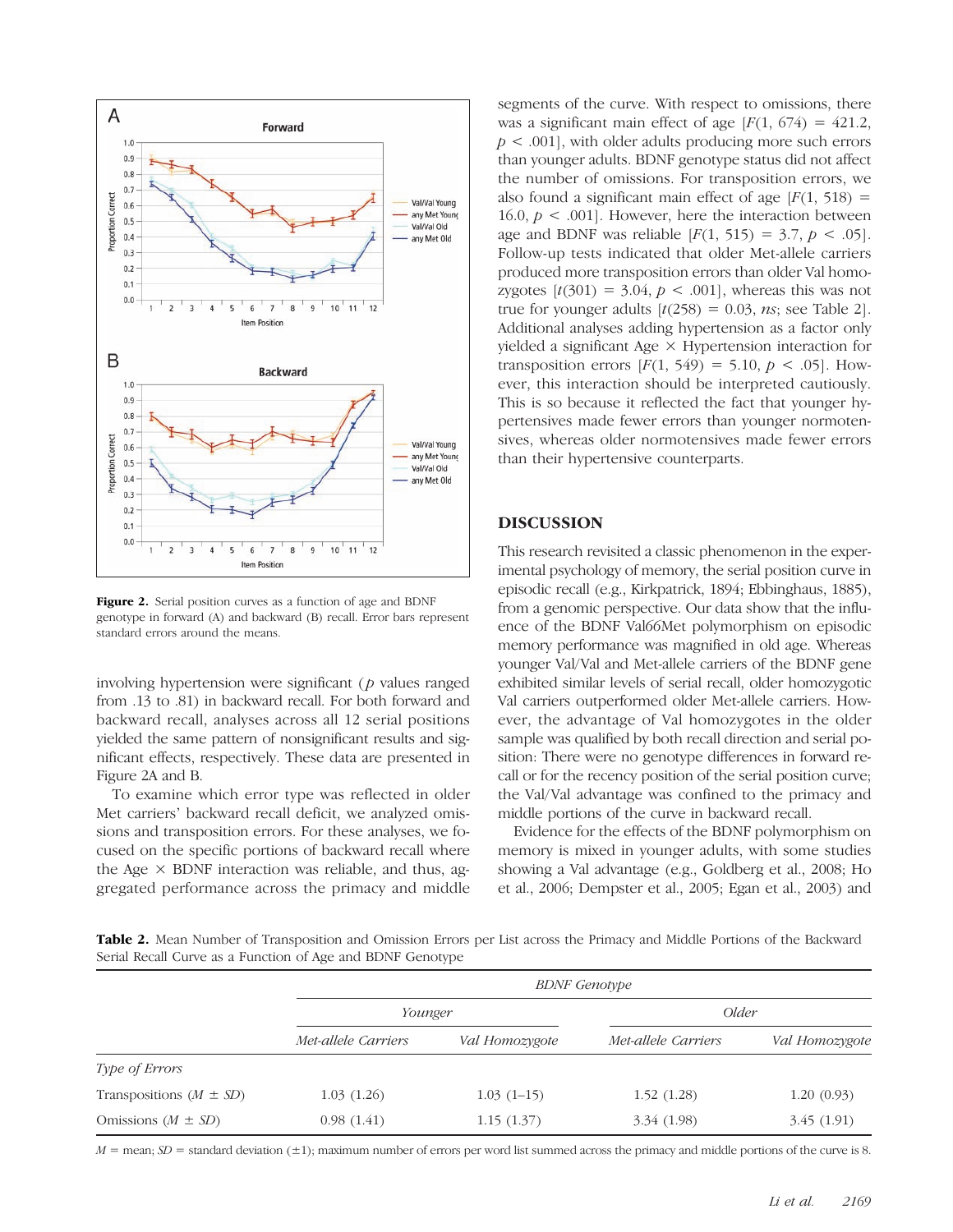**Figure 2.** Serial position curves as a function of age and BDNF genotype in forward (A) and backward (B) recall. Error bars represent standard errors around the means.

involving hypertension were significant ($p$ values ranged from .13 to .81) in backward recall. For both forward and backward recall, analyses across all 12 serial positions yielded the same pattern of nonsignificant results and significant effects, respectively. These data are presented in Figure 2A and B.

To examine which error type was reflected in older Met carriers' backward recall deficit, we analyzed omissions and transposition errors. For these analyses, we focused on the specific portions of backward recall where the Age × BDNF interaction was reliable, and thus, aggregated performance across the primacy and middle segments of the curve. With respect to omissions, there was a significant main effect of age [$F(1, 674) = 421.2$, $p < .001$], with older adults producing more such errors than younger adults. BDNF genotype status did not affect the number of omissions. For transposition errors, we also found a significant main effect of age [$F(1, 518) = 16.0$, $p < .001$]. However, here the interaction between age and BDNF was reliable [$F(1, 515) = 3.7$, $p < .05$]. Follow-up tests indicated that older Met-allele carriers produced more transposition errors than older Val homozygotes [$t(301) = 3.04$, $p < .001$], whereas this was not true for younger adults [$t(258) = 0.03$, *ns*; see Table 2]. Additional analyses adding hypertension as a factor only yielded a significant Age × Hypertension interaction for transposition errors [$F(1, 549) = 5.10$, $p < .05$]. However, this interaction should be interpreted cautiously. This is so because it reflected the fact that younger hypertensives made fewer errors than younger normotensives, whereas older normotensives made fewer errors than their hypertensive counterparts.

## DISCUSSION

This research revisited a classic phenomenon in the experimental psychology of memory, the serial position curve in episodic recall (e.g., Kirkpatrick, 1894; Ebbinghaus, 1885), from a genomic perspective. Our data show that the influence of the BDNF Val66Met polymorphism on episodic memory performance was magnified in old age. Whereas younger Val/Val and Met-allele carriers of the BDNF gene exhibited similar levels of serial recall, older homozygotic Val carriers outperformed older Met-allele carriers. However, the advantage of Val homozygotes in the older sample was qualified by both recall direction and serial position: There were no genotype differences in forward recall or for the recency position of the serial position curve; the Val/Val advantage was confined to the primacy and middle portions of the curve in backward recall.

Evidence for the effects of the BDNF polymorphism on memory is mixed in younger adults, with some studies showing a Val advantage (e.g., Goldberg et al., 2008; Ho et al., 2006; Dempster et al., 2005; Egan et al., 2003) and

**Table 2.** Mean Number of Transposition and Omission Errors per List across the Primacy and Middle Portions of the Backward Serial Recall Curve as a Function of Age and BDNF Genotype

| | *BDNF Genotype* | | | |
|---|---|---|---|---|
| | *Younger* | | *Older* | |
| | *Met-allele Carriers* | *Val Homozygote* | *Met-allele Carriers* | *Val Homozygote* |
| *Type of Errors* | | | | |
| Transpositions ($M \pm SD$) | 1.03 (1.26) | 1.03 (1–15) | 1.52 (1.28) | 1.20 (0.93) |
| Omissions ($M \pm SD$) | 0.98 (1.41) | 1.15 (1.37) | 3.34 (1.98) | 3.45 (1.91) |

$M$ = mean; $SD$ = standard deviation (±1); maximum number of errors per word list summed across the primacy and middle portions of the curve is 8.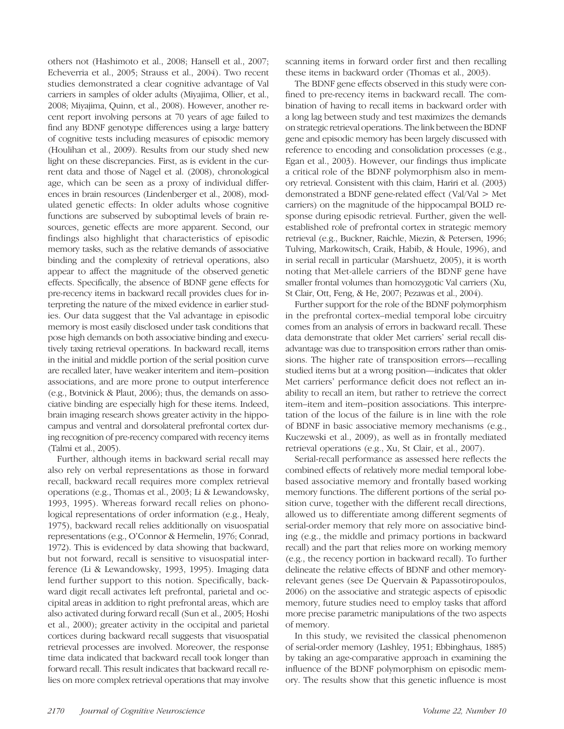others not (Hashimoto et al., 2008; Hansell et al., 2007; Echeverria et al., 2005; Strauss et al., 2004). Two recent studies demonstrated a clear cognitive advantage of Val carriers in samples of older adults (Miyajima, Ollier, et al., 2008; Miyajima, Quinn, et al., 2008). However, another recent report involving persons at 70 years of age failed to find any BDNF genotype differences using a large battery of cognitive tests including measures of episodic memory (Houlihan et al., 2009). Results from our study shed new light on these discrepancies. First, as is evident in the current data and those of Nagel et al. (2008), chronological age, which can be seen as a proxy of individual differences in brain resources (Lindenberger et al., 2008), modulated genetic effects: In older adults whose cognitive functions are subserved by suboptimal levels of brain resources, genetic effects are more apparent. Second, our findings also highlight that characteristics of episodic memory tasks, such as the relative demands of associative binding and the complexity of retrieval operations, also appear to affect the magnitude of the observed genetic effects. Specifically, the absence of BDNF gene effects for pre-recency items in backward recall provides clues for interpreting the nature of the mixed evidence in earlier studies. Our data suggest that the Val advantage in episodic memory is most easily disclosed under task conditions that pose high demands on both associative binding and executively taxing retrieval operations. In backward recall, items in the initial and middle portion of the serial position curve are recalled later, have weaker interitem and item–position associations, and are more prone to output interference (e.g., Botvinick & Plaut, 2006); thus, the demands on associative binding are especially high for these items. Indeed, brain imaging research shows greater activity in the hippocampus and ventral and dorsolateral prefrontal cortex during recognition of pre-recency compared with recency items (Talmi et al., 2005).

Further, although items in backward serial recall may also rely on verbal representations as those in forward recall, backward recall requires more complex retrieval operations (e.g., Thomas et al., 2003; Li & Lewandowsky, 1993, 1995). Whereas forward recall relies on phonological representations of order information (e.g., Healy, 1975), backward recall relies additionally on visuospatial representations (e.g., O'Connor & Hermelin, 1976; Conrad, 1972). This is evidenced by data showing that backward, but not forward, recall is sensitive to visuospatial interference (Li & Lewandowsky, 1993, 1995). Imaging data lend further support to this notion. Specifically, backward digit recall activates left prefrontal, parietal and occipital areas in addition to right prefrontal areas, which are also activated during forward recall (Sun et al., 2005; Hoshi et al., 2000); greater activity in the occipital and parietal cortices during backward recall suggests that visuospatial retrieval processes are involved. Moreover, the response time data indicated that backward recall took longer than forward recall. This result indicates that backward recall relies on more complex retrieval operations that may involve scanning items in forward order first and then recalling these items in backward order (Thomas et al., 2003).

The BDNF gene effects observed in this study were confined to pre-recency items in backward recall. The combination of having to recall items in backward order with a long lag between study and test maximizes the demands on strategic retrieval operations. The link between the BDNF gene and episodic memory has been largely discussed with reference to encoding and consolidation processes (e.g., Egan et al., 2003). However, our findings thus implicate a critical role of the BDNF polymorphism also in memory retrieval. Consistent with this claim, Hariri et al. (2003) demonstrated a BDNF gene-related effect (Val/Val > Met carriers) on the magnitude of the hippocampal BOLD response during episodic retrieval. Further, given the well-established role of prefrontal cortex in strategic memory retrieval (e.g., Buckner, Raichle, Miezin, & Petersen, 1996; Tulving, Markowitsch, Craik, Habib, & Houle, 1996), and in serial recall in particular (Marshuetz, 2005), it is worth noting that Met-allele carriers of the BDNF gene have smaller frontal volumes than homozygotic Val carriers (Xu, St Clair, Ott, Feng, & He, 2007; Pezawas et al., 2004).

Further support for the role of the BDNF polymorphism in the prefrontal cortex–medial temporal lobe circuitry comes from an analysis of errors in backward recall. These data demonstrate that older Met carriers' serial recall disadvantage was due to transposition errors rather than omissions. The higher rate of transposition errors—recalling studied items but at a wrong position—indicates that older Met carriers' performance deficit does not reflect an inability to recall an item, but rather to retrieve the correct item–item and item–position associations. This interpretation of the locus of the failure is in line with the role of BDNF in basic associative memory mechanisms (e.g., Kuczewski et al., 2009), as well as in frontally mediated retrieval operations (e.g., Xu, St Clair, et al., 2007).

Serial-recall performance as assessed here reflects the combined effects of relatively more medial temporal lobe-based associative memory and frontally based working memory functions. The different portions of the serial position curve, together with the different recall directions, allowed us to differentiate among different segments of serial-order memory that rely more on associative binding (e.g., the middle and primacy portions in backward recall) and the part that relies more on working memory (e.g., the recency portion in backward recall). To further delineate the relative effects of BDNF and other memory-relevant genes (see De Quervain & Papassotiropoulos, 2006) on the associative and strategic aspects of episodic memory, future studies need to employ tasks that afford more precise parametric manipulations of the two aspects of memory.

In this study, we revisited the classical phenomenon of serial-order memory (Lashley, 1951; Ebbinghaus, 1885) by taking an age-comparative approach in examining the influence of the BDNF polymorphism on episodic memory. The results show that this genetic influence is most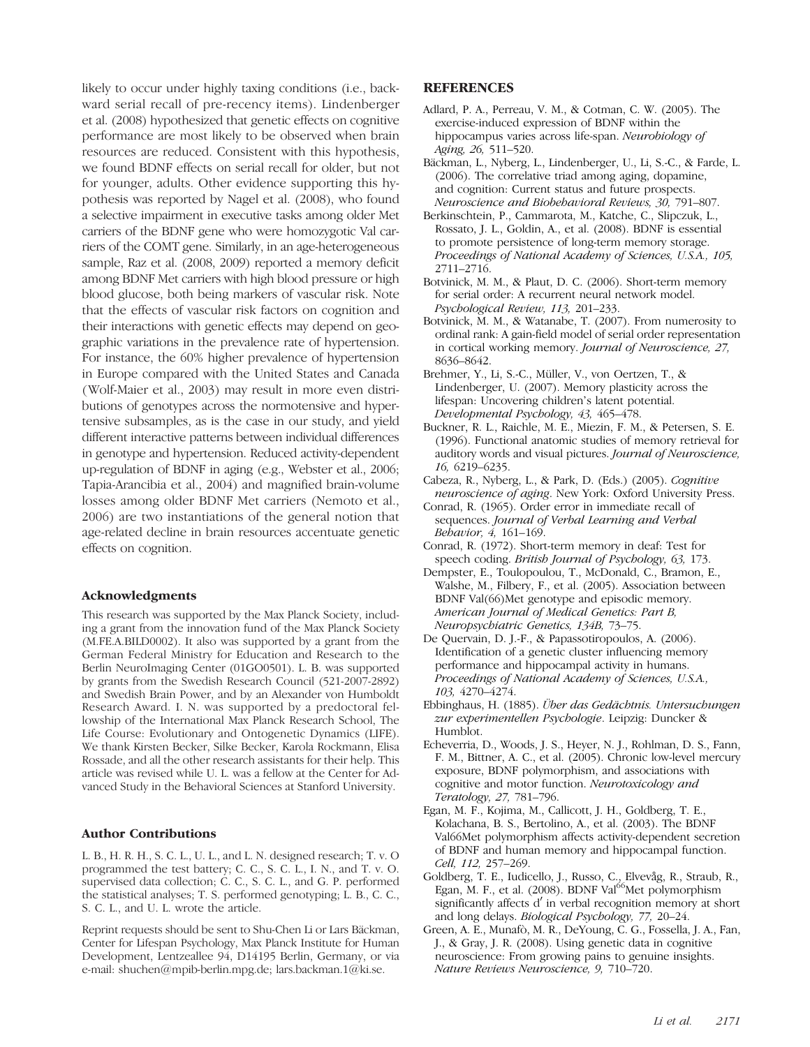likely to occur under highly taxing conditions (i.e., backward serial recall of pre-recency items). Lindenberger et al. (2008) hypothesized that genetic effects on cognitive performance are most likely to be observed when brain resources are reduced. Consistent with this hypothesis, we found BDNF effects on serial recall for older, but not for younger, adults. Other evidence supporting this hypothesis was reported by Nagel et al. (2008), who found a selective impairment in executive tasks among older Met carriers of the BDNF gene who were homozygotic Val carriers of the COMT gene. Similarly, in an age-heterogeneous sample, Raz et al. (2008, 2009) reported a memory deficit among BDNF Met carriers with high blood pressure or high blood glucose, both being markers of vascular risk. Note that the effects of vascular risk factors on cognition and their interactions with genetic effects may depend on geographic variations in the prevalence rate of hypertension. For instance, the 60% higher prevalence of hypertension in Europe compared with the United States and Canada (Wolf-Maier et al., 2003) may result in more even distributions of genotypes across the normotensive and hypertensive subsamples, as is the case in our study, and yield different interactive patterns between individual differences in genotype and hypertension. Reduced activity-dependent up-regulation of BDNF in aging (e.g., Webster et al., 2006; Tapia-Arancibia et al., 2004) and magnified brain-volume losses among older BDNF Met carriers (Nemoto et al., 2006) are two instantiations of the general notion that age-related decline in brain resources accentuate genetic effects on cognition.

### Acknowledgments

This research was supported by the Max Planck Society, including a grant from the innovation fund of the Max Planck Society (M.FE.A.BILD0002). It also was supported by a grant from the German Federal Ministry for Education and Research to the Berlin NeuroImaging Center (01GO0501). L. B. was supported by grants from the Swedish Research Council (521-2007-2892) and Swedish Brain Power, and by an Alexander von Humboldt Research Award. I. N. was supported by a predoctoral fellowship of the International Max Planck Research School, The Life Course: Evolutionary and Ontogenetic Dynamics (LIFE). We thank Kirsten Becker, Silke Becker, Karola Rockmann, Elisa Rossade, and all the other research assistants for their help. This article was revised while U. L. was a fellow at the Center for Advanced Study in the Behavioral Sciences at Stanford University.

### Author Contributions

L. B., H. R. H., S. C. L., U. L., and L. N. designed research; T. v. O programmed the test battery; C. C., S. C. L., I. N., and T. v. O. supervised data collection; C. C., S. C. L., and G. P. performed the statistical analyses; T. S. performed genotyping; L. B., C. C., S. C. L., and U. L. wrote the article.

Reprint requests should be sent to Shu-Chen Li or Lars Bäckman, Center for Lifespan Psychology, Max Planck Institute for Human Development, Lentzeallee 94, D14195 Berlin, Germany, or via e-mail: shuchen@mpib-berlin.mpg.de; lars.backman.1@ki.se.

## REFERENCES

Adlard, P. A., Perreau, V. M., & Cotman, C. W. (2005). The exercise-induced expression of BDNF within the hippocampus varies across life-span. *Neurobiology of Aging, 26,* 511–520.

Bäckman, L., Nyberg, L., Lindenberger, U., Li, S.-C., & Farde, L. (2006). The correlative triad among aging, dopamine, and cognition: Current status and future prospects. *Neuroscience and Biobehavioral Reviews, 30,* 791–807.

Berkinschtein, P., Cammarota, M., Katche, C., Slipczuk, L., Rossato, J. L., Goldin, A., et al. (2008). BDNF is essential to promote persistence of long-term memory storage. *Proceedings of National Academy of Sciences, U.S.A., 105,* 2711–2716.

Botvinick, M. M., & Plaut, D. C. (2006). Short-term memory for serial order: A recurrent neural network model. *Psychological Review, 113,* 201–233.

Botvinick, M. M., & Watanabe, T. (2007). From numerosity to ordinal rank: A gain-field model of serial order representation in cortical working memory. *Journal of Neuroscience, 27,* 8636–8642.

Brehmer, Y., Li, S.-C., Müller, V., von Oertzen, T., & Lindenberger, U. (2007). Memory plasticity across the lifespan: Uncovering children's latent potential. *Developmental Psychology, 43,* 465–478.

Buckner, R. L., Raichle, M. E., Miezin, F. M., & Petersen, S. E. (1996). Functional anatomic studies of memory retrieval for auditory words and visual pictures. *Journal of Neuroscience, 16,* 6219–6235.

Cabeza, R., Nyberg, L., & Park, D. (Eds.) (2005). *Cognitive neuroscience of aging*. New York: Oxford University Press.

Conrad, R. (1965). Order error in immediate recall of sequences. *Journal of Verbal Learning and Verbal Behavior, 4,* 161–169.

Conrad, R. (1972). Short-term memory in deaf: Test for speech coding. *British Journal of Psychology, 63,* 173.

Dempster, E., Toulopoulou, T., McDonald, C., Bramon, E., Walshe, M., Filbery, F., et al. (2005). Association between BDNF Val(66)Met genotype and episodic memory. *American Journal of Medical Genetics: Part B, Neuropsychiatric Genetics, 134B,* 73–75.

De Quervain, D. J.-F., & Papassotiropoulos, A. (2006). Identification of a genetic cluster influencing memory performance and hippocampal activity in humans. *Proceedings of National Academy of Sciences, U.S.A., 103,* 4270–4274.

Ebbinghaus, H. (1885). *Über das Gedächtnis. Untersuchungen zur experimentellen Psychologie*. Leipzig: Duncker & Humblot.

Echeverria, D., Woods, J. S., Heyer, N. J., Rohlman, D. S., Fann, F. M., Bittner, A. C., et al. (2005). Chronic low-level mercury exposure, BDNF polymorphism, and associations with cognitive and motor function. *Neurotoxicology and Teratology, 27,* 781–796.

Egan, M. F., Kojima, M., Callicott, J. H., Goldberg, T. E., Kolachana, B. S., Bertolino, A., et al. (2003). The BDNF Val66Met polymorphism affects activity-dependent secretion of BDNF and human memory and hippocampal function. *Cell, 112,* 257–269.

Goldberg, T. E., Iudicello, J., Russo, C., Elvevåg, R., Straub, R., Egan, M. F., et al. (2008). BDNF Val[66]Met polymorphism significantly affects d′ in verbal recognition memory at short and long delays. *Biological Psychology, 77,* 20–24.

Green, A. E., Munafò, M. R., DeYoung, C. G., Fossella, J. A., Fan, J., & Gray, J. R. (2008). Using genetic data in cognitive neuroscience: From growing pains to genuine insights. *Nature Reviews Neuroscience, 9,* 710–720.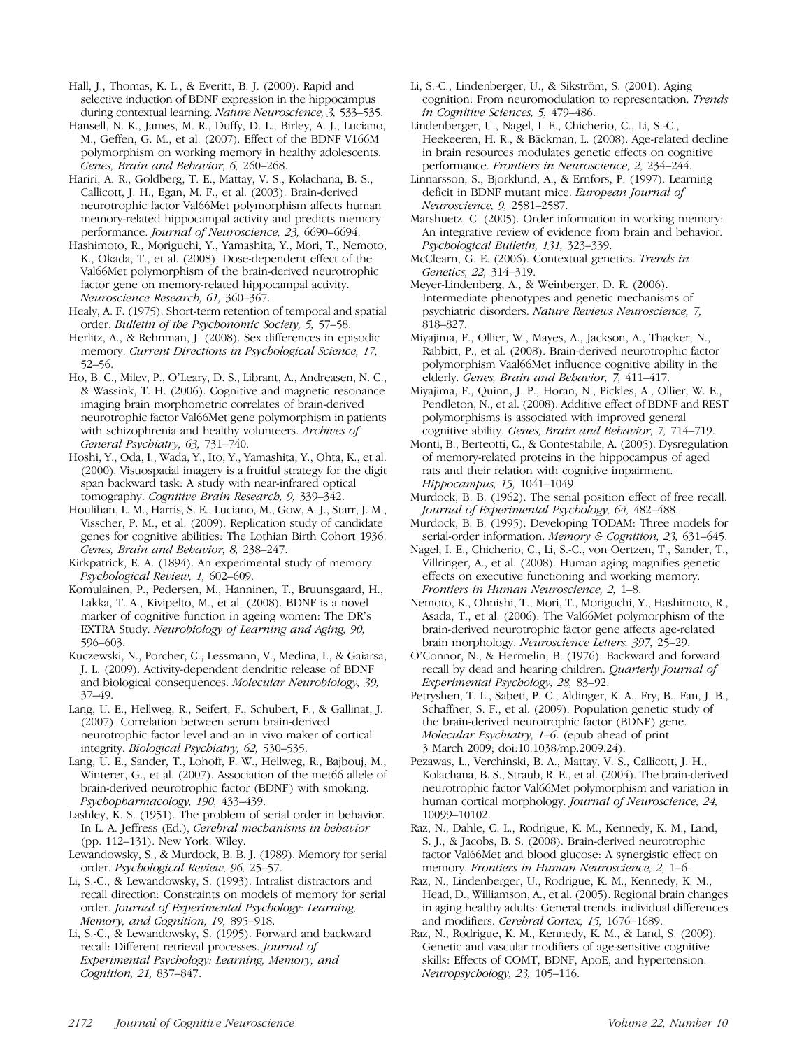Hall, J., Thomas, K. L., & Everitt, B. J. (2000). Rapid and selective induction of BDNF expression in the hippocampus during contextual learning. *Nature Neuroscience, 3,* 533–535.

Hansell, N. K., James, M. R., Duffy, D. L., Birley, A. J., Luciano, M., Geffen, G. M., et al. (2007). Effect of the BDNF V166M polymorphism on working memory in healthy adolescents. *Genes, Brain and Behavior, 6,* 260–268.

Hariri, A. R., Goldberg, T. E., Mattay, V. S., Kolachana, B. S., Callicott, J. H., Egan, M. F., et al. (2003). Brain-derived neurotrophic factor Val66Met polymorphism affects human memory-related hippocampal activity and predicts memory performance. *Journal of Neuroscience, 23,* 6690–6694.

Hashimoto, R., Moriguchi, Y., Yamashita, Y., Mori, T., Nemoto, K., Okada, T., et al. (2008). Dose-dependent effect of the Val66Met polymorphism of the brain-derived neurotrophic factor gene on memory-related hippocampal activity. *Neuroscience Research, 61,* 360–367.

Healy, A. F. (1975). Short-term retention of temporal and spatial order. *Bulletin of the Psychonomic Society, 5,* 57–58.

Herlitz, A., & Rehnman, J. (2008). Sex differences in episodic memory. *Current Directions in Psychological Science, 17,* 52–56.

Ho, B. C., Milev, P., O'Leary, D. S., Librant, A., Andreasen, N. C., & Wassink, T. H. (2006). Cognitive and magnetic resonance imaging brain morphometric correlates of brain-derived neurotrophic factor Val66Met gene polymorphism in patients with schizophrenia and healthy volunteers. *Archives of General Psychiatry, 63,* 731–740.

Hoshi, Y., Oda, I., Wada, Y., Ito, Y., Yamashita, Y., Ohta, K., et al. (2000). Visuospatial imagery is a fruitful strategy for the digit span backward task: A study with near-infrared optical tomography. *Cognitive Brain Research, 9,* 339–342.

Houlihan, L. M., Harris, S. E., Luciano, M., Gow, A. J., Starr, J. M., Visscher, P. M., et al. (2009). Replication study of candidate genes for cognitive abilities: The Lothian Birth Cohort 1936. *Genes, Brain and Behavior, 8,* 238–247.

Kirkpatrick, E. A. (1894). An experimental study of memory. *Psychological Review, 1,* 602–609.

Komulainen, P., Pedersen, M., Hanninen, T., Bruunsgaard, H., Lakka, T. A., Kivipelto, M., et al. (2008). BDNF is a novel marker of cognitive function in ageing women: The DR's EXTRA Study. *Neurobiology of Learning and Aging, 90,* 596–603.

Kuczewski, N., Porcher, C., Lessmann, V., Medina, I., & Gaiarsa, J. L. (2009). Activity-dependent dendritic release of BDNF and biological consequences. *Molecular Neurobiology, 39,* 37–49.

Lang, U. E., Hellweg, R., Seifert, F., Schubert, F., & Gallinat, J. (2007). Correlation between serum brain-derived neurotrophic factor level and an in vivo maker of cortical integrity. *Biological Psychiatry, 62,* 530–535.

Lang, U. E., Sander, T., Lohoff, F. W., Hellweg, R., Bajbouj, M., Winterer, G., et al. (2007). Association of the met66 allele of brain-derived neurotrophic factor (BDNF) with smoking. *Psychopharmacology, 190,* 433–439.

Lashley, K. S. (1951). The problem of serial order in behavior. In L. A. Jeffress (Ed.), *Cerebral mechanisms in behavior* (pp. 112–131). New York: Wiley.

Lewandowsky, S., & Murdock, B. B. J. (1989). Memory for serial order. *Psychological Review, 96,* 25–57.

Li, S.-C., & Lewandowsky, S. (1993). Intralist distractors and recall direction: Constraints on models of memory for serial order. *Journal of Experimental Psychology: Learning, Memory, and Cognition, 19,* 895–918.

Li, S.-C., & Lewandowsky, S. (1995). Forward and backward recall: Different retrieval processes. *Journal of Experimental Psychology: Learning, Memory, and Cognition, 21,* 837–847.

Li, S.-C., Lindenberger, U., & Sikström, S. (2001). Aging cognition: From neuromodulation to representation. *Trends in Cognitive Sciences, 5,* 479–486.

Lindenberger, U., Nagel, I. E., Chicherio, C., Li, S.-C., Heekeeren, H. R., & Bäckman, L. (2008). Age-related decline in brain resources modulates genetic effects on cognitive performance. *Frontiers in Neuroscience, 2,* 234–244.

Linnarsson, S., Bjorklund, A., & Ernfors, P. (1997). Learning deficit in BDNF mutant mice. *European Journal of Neuroscience, 9,* 2581–2587.

Marshuetz, C. (2005). Order information in working memory: An integrative review of evidence from brain and behavior. *Psychological Bulletin, 131,* 323–339.

McClearn, G. E. (2006). Contextual genetics. *Trends in Genetics, 22,* 314–319.

Meyer-Lindenberg, A., & Weinberger, D. R. (2006). Intermediate phenotypes and genetic mechanisms of psychiatric disorders. *Nature Reviews Neuroscience, 7,* 818–827.

Miyajima, F., Ollier, W., Mayes, A., Jackson, A., Thacker, N., Rabbitt, P., et al. (2008). Brain-derived neurotrophic factor polymorphism Vaal66Met influence cognitive ability in the elderly. *Genes, Brain and Behavior, 7,* 411–417.

Miyajima, F., Quinn, J. P., Horan, N., Pickles, A., Ollier, W. E., Pendleton, N., et al. (2008). Additive effect of BDNF and REST polymorphisms is associated with improved general cognitive ability. *Genes, Brain and Behavior, 7,* 714–719.

Monti, B., Berteotti, C., & Contestabile, A. (2005). Dysregulation of memory-related proteins in the hippocampus of aged rats and their relation with cognitive impairment. *Hippocampus, 15,* 1041–1049.

Murdock, B. B. (1962). The serial position effect of free recall. *Journal of Experimental Psychology, 64,* 482–488.

Murdock, B. B. (1995). Developing TODAM: Three models for serial-order information. *Memory & Cognition, 23,* 631–645.

Nagel, I. E., Chicherio, C., Li, S.-C., von Oertzen, T., Sander, T., Villringer, A., et al. (2008). Human aging magnifies genetic effects on executive functioning and working memory. *Frontiers in Human Neuroscience, 2,* 1–8.

Nemoto, K., Ohnishi, T., Mori, T., Moriguchi, Y., Hashimoto, R., Asada, T., et al. (2006). The Val66Met polymorphism of the brain-derived neurotrophic factor gene affects age-related brain morphology. *Neuroscience Letters, 397,* 25–29.

O'Connor, N., & Hermelin, B. (1976). Backward and forward recall by dead and hearing children. *Quarterly Journal of Experimental Psychology, 28,* 83–92.

Petryshen, T. L., Sabeti, P. C., Aldinger, K. A., Fry, B., Fan, J. B., Schaffner, S. F., et al. (2009). Population genetic study of the brain-derived neurotrophic factor (BDNF) gene. *Molecular Psychiatry, 1*–6. (epub ahead of print 3 March 2009; doi:10.1038/mp.2009.24).

Pezawas, L., Verchinski, B. A., Mattay, V. S., Callicott, J. H., Kolachana, B. S., Straub, R. E., et al. (2004). The brain-derived neurotrophic factor Val66Met polymorphism and variation in human cortical morphology. *Journal of Neuroscience, 24,* 10099–10102.

Raz, N., Dahle, C. L., Rodrigue, K. M., Kennedy, K. M., Land, S. J., & Jacobs, B. S. (2008). Brain-derived neurotrophic factor Val66Met and blood glucose: A synergistic effect on memory. *Frontiers in Human Neuroscience, 2,* 1–6.

Raz, N., Lindenberger, U., Rodrigue, K. M., Kennedy, K. M., Head, D., Williamson, A., et al. (2005). Regional brain changes in aging healthy adults: General trends, individual differences and modifiers. *Cerebral Cortex, 15,* 1676–1689.

Raz, N., Rodrigue, K. M., Kennedy, K. M., & Land, S. (2009). Genetic and vascular modifiers of age-sensitive cognitive skills: Effects of COMT, BDNF, ApoE, and hypertension. *Neuropsychology, 23,* 105–116.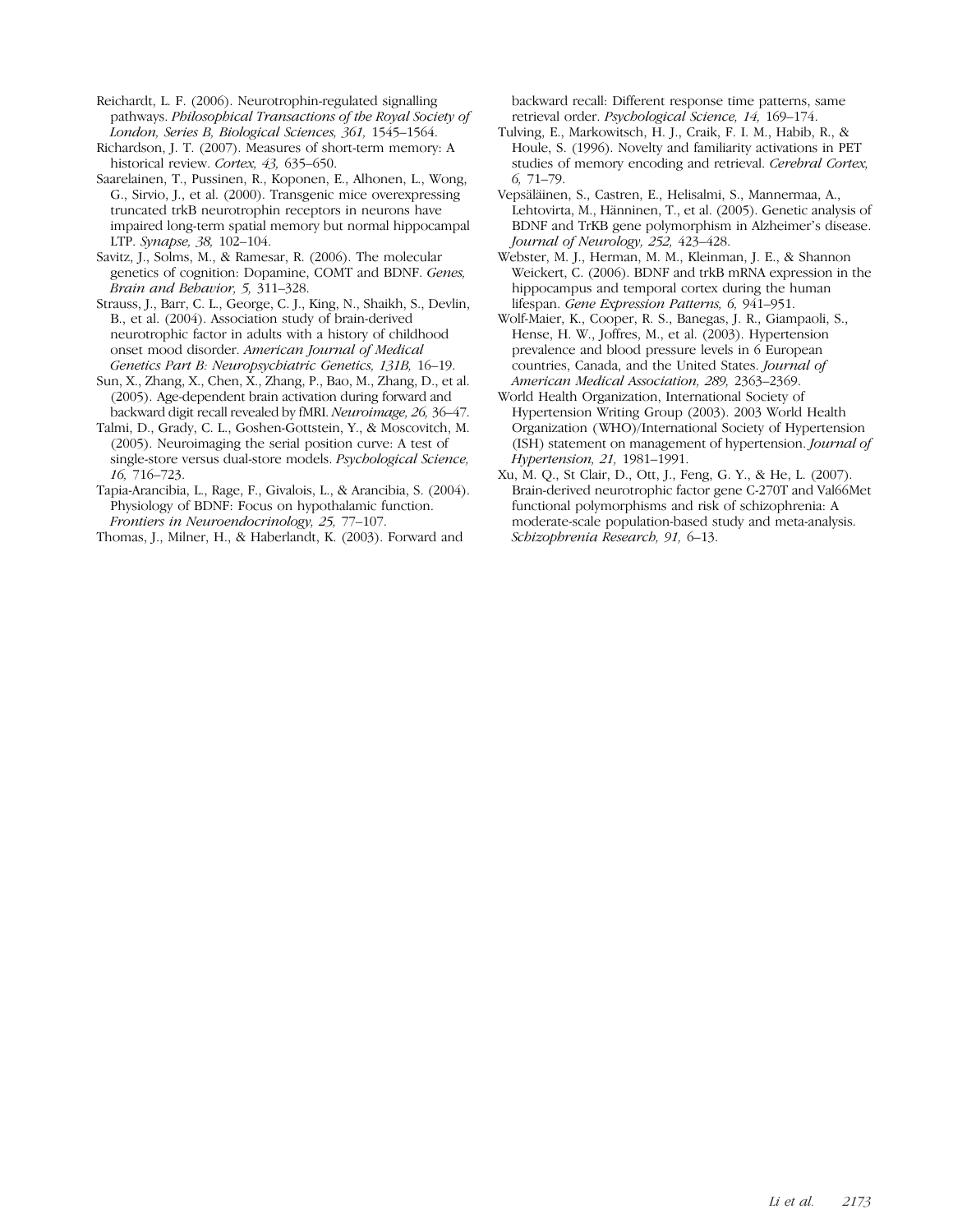Reichardt, L. F. (2006). Neurotrophin-regulated signalling pathways. *Philosophical Transactions of the Royal Society of London, Series B, Biological Sciences, 361,* 1545–1564.

Richardson, J. T. (2007). Measures of short-term memory: A historical review. *Cortex, 43,* 635–650.

Saarelainen, T., Pussinen, R., Koponen, E., Alhonen, L., Wong, G., Sirvio, J., et al. (2000). Transgenic mice overexpressing truncated trkB neurotrophin receptors in neurons have impaired long-term spatial memory but normal hippocampal LTP. *Synapse, 38,* 102–104.

Savitz, J., Solms, M., & Ramesar, R. (2006). The molecular genetics of cognition: Dopamine, COMT and BDNF. *Genes, Brain and Behavior, 5,* 311–328.

Strauss, J., Barr, C. L., George, C. J., King, N., Shaikh, S., Devlin, B., et al. (2004). Association study of brain-derived neurotrophic factor in adults with a history of childhood onset mood disorder. *American Journal of Medical Genetics Part B: Neuropsychiatric Genetics, 131B,* 16–19.

Sun, X., Zhang, X., Chen, X., Zhang, P., Bao, M., Zhang, D., et al. (2005). Age-dependent brain activation during forward and backward digit recall revealed by fMRI. *Neuroimage, 26,* 36–47.

Talmi, D., Grady, C. L., Goshen-Gottstein, Y., & Moscovitch, M. (2005). Neuroimaging the serial position curve: A test of single-store versus dual-store models. *Psychological Science, 16,* 716–723.

Tapia-Arancibia, L., Rage, F., Givalois, L., & Arancibia, S. (2004). Physiology of BDNF: Focus on hypothalamic function. *Frontiers in Neuroendocrinology, 25,* 77–107.

Thomas, J., Milner, H., & Haberlandt, K. (2003). Forward and backward recall: Different response time patterns, same retrieval order. *Psychological Science, 14,* 169–174.

Tulving, E., Markowitsch, H. J., Craik, F. I. M., Habib, R., & Houle, S. (1996). Novelty and familiarity activations in PET studies of memory encoding and retrieval. *Cerebral Cortex, 6,* 71–79.

Vepsäläinen, S., Castren, E., Helisalmi, S., Mannermaa, A., Lehtovirta, M., Hänninen, T., et al. (2005). Genetic analysis of BDNF and TrKB gene polymorphism in Alzheimer's disease. *Journal of Neurology, 252,* 423–428.

Webster, M. J., Herman, M. M., Kleinman, J. E., & Shannon Weickert, C. (2006). BDNF and trkB mRNA expression in the hippocampus and temporal cortex during the human lifespan. *Gene Expression Patterns, 6,* 941–951.

Wolf-Maier, K., Cooper, R. S., Banegas, J. R., Giampaoli, S., Hense, H. W., Joffres, M., et al. (2003). Hypertension prevalence and blood pressure levels in 6 European countries, Canada, and the United States. *Journal of American Medical Association, 289,* 2363–2369.

World Health Organization, International Society of Hypertension Writing Group (2003). 2003 World Health Organization (WHO)/International Society of Hypertension (ISH) statement on management of hypertension. *Journal of Hypertension, 21,* 1981–1991.

Xu, M. Q., St Clair, D., Ott, J., Feng, G. Y., & He, L. (2007). Brain-derived neurotrophic factor gene C-270T and Val66Met functional polymorphisms and risk of schizophrenia: A moderate-scale population-based study and meta-analysis. *Schizophrenia Research, 91,* 6–13.